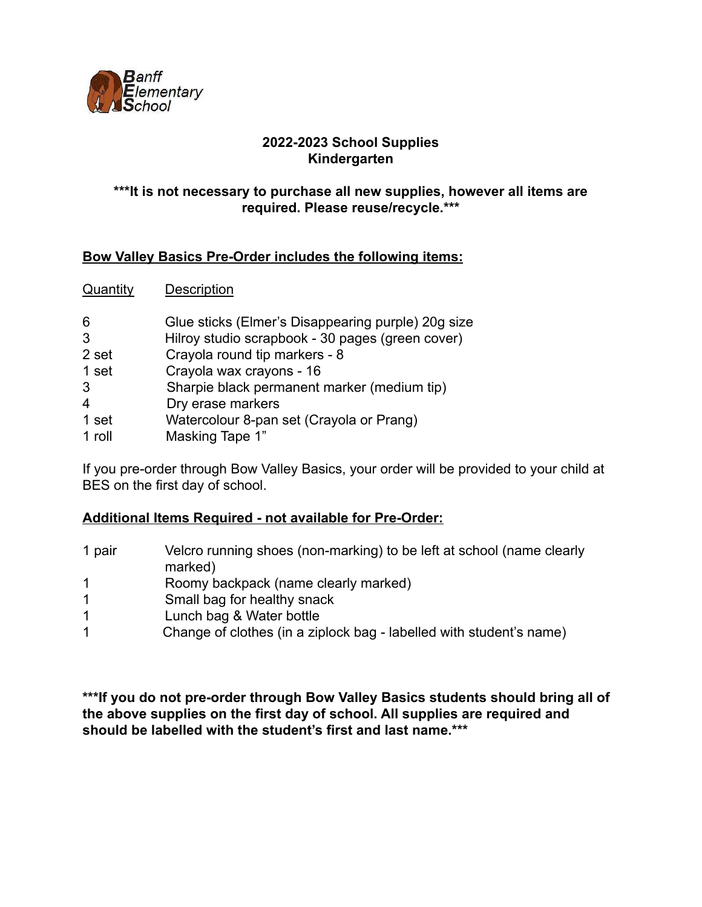Banff Elementary School

## 2022-2023 School Supplies
## Kindergarten

**\*\*\*It is not necessary to purchase all new supplies, however all items are required. Please reuse/recycle.\*\*\***

### Bow Valley Basics Pre-Order includes the following items:

| Quantity | Description |
|---|---|
| 6 | Glue sticks (Elmer's Disappearing purple) 20g size |
| 3 | Hilroy studio scrapbook - 30 pages (green cover) |
| 2 set | Crayola round tip markers - 8 |
| 1 set | Crayola wax crayons - 16 |
| 3 | Sharpie black permanent marker (medium tip) |
| 4 | Dry erase markers |
| 1 set | Watercolour 8-pan set (Crayola or Prang) |
| 1 roll | Masking Tape 1" |

If you pre-order through Bow Valley Basics, your order will be provided to your child at BES on the first day of school.

### Additional Items Required - not available for Pre-Order:

| | |
|---|---|
| 1 pair | Velcro running shoes (non-marking) to be left at school (name clearly marked) |
| 1 | Roomy backpack (name clearly marked) |
| 1 | Small bag for healthy snack |
| 1 | Lunch bag & Water bottle |
| 1 | Change of clothes (in a ziplock bag - labelled with student's name) |

**\*\*\*If you do not pre-order through Bow Valley Basics students should bring all of the above supplies on the first day of school. All supplies are required and should be labelled with the student's first and last name.\*\*\***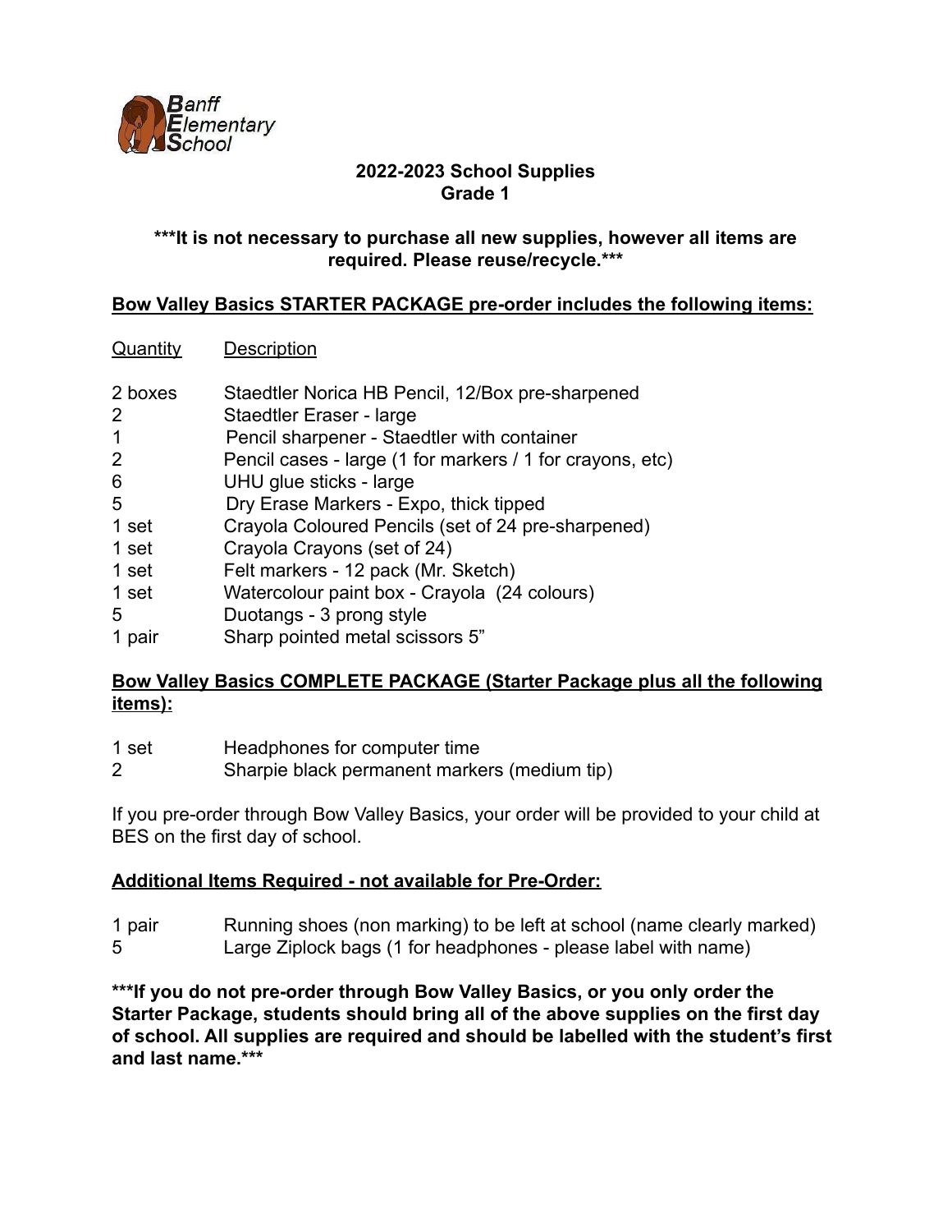Banff Elementary School

## 2022-2023 School Supplies
## Grade 1

**\*\*\*It is not necessary to purchase all new supplies, however all items are required. Please reuse/recycle.\*\*\***

**Bow Valley Basics STARTER PACKAGE pre-order includes the following items:**

| Quantity | Description |
|---|---|
| 2 boxes | Staedtler Norica HB Pencil, 12/Box pre-sharpened |
| 2 | Staedtler Eraser - large |
| 1 | Pencil sharpener - Staedtler with container |
| 2 | Pencil cases - large (1 for markers / 1 for crayons, etc) |
| 6 | UHU glue sticks - large |
| 5 | Dry Erase Markers - Expo, thick tipped |
| 1 set | Crayola Coloured Pencils (set of 24 pre-sharpened) |
| 1 set | Crayola Crayons (set of 24) |
| 1 set | Felt markers - 12 pack (Mr. Sketch) |
| 1 set | Watercolour paint box - Crayola (24 colours) |
| 5 | Duotangs - 3 prong style |
| 1 pair | Sharp pointed metal scissors 5" |

**Bow Valley Basics COMPLETE PACKAGE (Starter Package plus all the following items):**

| | |
|---|---|
| 1 set | Headphones for computer time |
| 2 | Sharpie black permanent markers (medium tip) |

If you pre-order through Bow Valley Basics, your order will be provided to your child at BES on the first day of school.

**Additional Items Required - not available for Pre-Order:**

| | |
|---|---|
| 1 pair | Running shoes (non marking) to be left at school (name clearly marked) |
| 5 | Large Ziplock bags (1 for headphones - please label with name) |

**\*\*\*If you do not pre-order through Bow Valley Basics, or you only order the Starter Package, students should bring all of the above supplies on the first day of school. All supplies are required and should be labelled with the student's first and last name.\*\*\***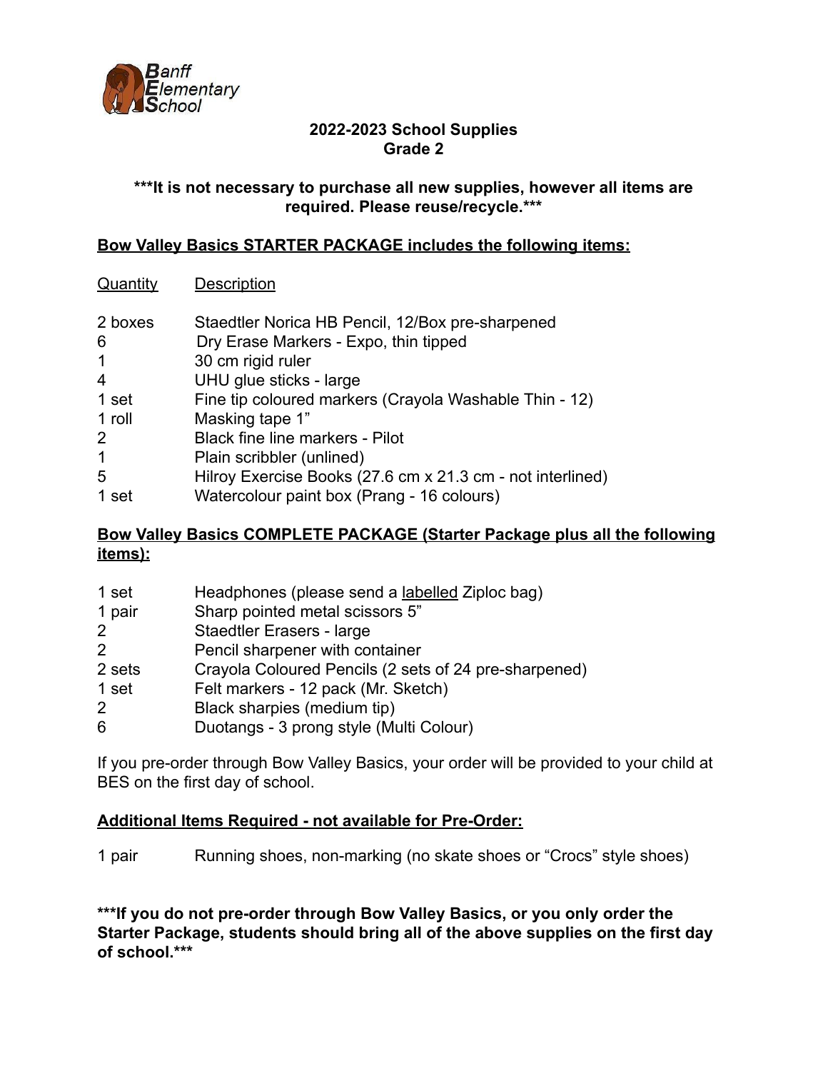Banff Elementary School

**2022-2023 School Supplies**
**Grade 2**

**\*\*\*It is not necessary to purchase all new supplies, however all items are required. Please reuse/recycle.\*\*\***

**Bow Valley Basics STARTER PACKAGE includes the following items:**

| Quantity | Description |
|---|---|
| 2 boxes | Staedtler Norica HB Pencil, 12/Box pre-sharpened |
| 6 | Dry Erase Markers - Expo, thin tipped |
| 1 | 30 cm rigid ruler |
| 4 | UHU glue sticks - large |
| 1 set | Fine tip coloured markers (Crayola Washable Thin - 12) |
| 1 roll | Masking tape 1" |
| 2 | Black fine line markers - Pilot |
| 1 | Plain scribbler (unlined) |
| 5 | Hilroy Exercise Books (27.6 cm x 21.3 cm - not interlined) |
| 1 set | Watercolour paint box (Prang - 16 colours) |

**Bow Valley Basics COMPLETE PACKAGE (Starter Package plus all the following items):**

| | |
|---|---|
| 1 set | Headphones (please send a labelled Ziploc bag) |
| 1 pair | Sharp pointed metal scissors 5" |
| 2 | Staedtler Erasers - large |
| 2 | Pencil sharpener with container |
| 2 sets | Crayola Coloured Pencils (2 sets of 24 pre-sharpened) |
| 1 set | Felt markers - 12 pack (Mr. Sketch) |
| 2 | Black sharpies (medium tip) |
| 6 | Duotangs - 3 prong style (Multi Colour) |

If you pre-order through Bow Valley Basics, your order will be provided to your child at BES on the first day of school.

**Additional Items Required - not available for Pre-Order:**

| | |
|---|---|
| 1 pair | Running shoes, non-marking (no skate shoes or "Crocs" style shoes) |

**\*\*\*If you do not pre-order through Bow Valley Basics, or you only order the Starter Package, students should bring all of the above supplies on the first day of school.\*\*\***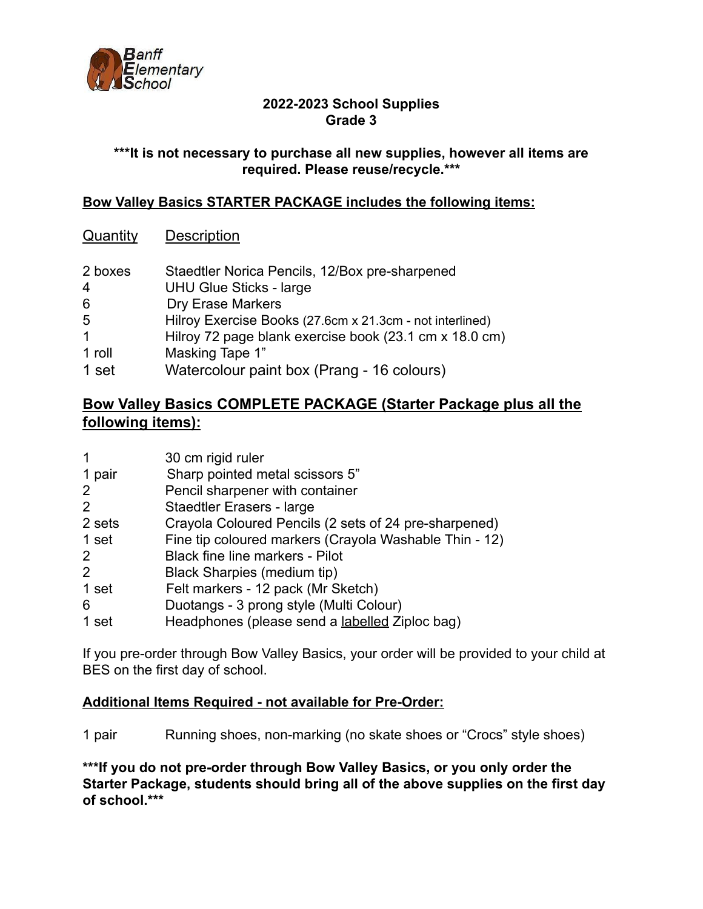Banff Elementary School

**2022-2023 School Supplies**
**Grade 3**

*****It is not necessary to purchase all new supplies, however all items are required. Please reuse/recycle.*****

**Bow Valley Basics STARTER PACKAGE includes the following items:**

| Quantity | Description |
|---|---|
| 2 boxes | Staedtler Norica Pencils, 12/Box pre-sharpened |
| 4 | UHU Glue Sticks - large |
| 6 | Dry Erase Markers |
| 5 | Hilroy Exercise Books (27.6cm x 21.3cm - not interlined) |
| 1 | Hilroy 72 page blank exercise book (23.1 cm x 18.0 cm) |
| 1 roll | Masking Tape 1" |
| 1 set | Watercolour paint box (Prang - 16 colours) |

## Bow Valley Basics COMPLETE PACKAGE (Starter Package plus all the following items):

| | |
|---|---|
| 1 | 30 cm rigid ruler |
| 1 pair | Sharp pointed metal scissors 5" |
| 2 | Pencil sharpener with container |
| 2 | Staedtler Erasers - large |
| 2 sets | Crayola Coloured Pencils (2 sets of 24 pre-sharpened) |
| 1 set | Fine tip coloured markers (Crayola Washable Thin - 12) |
| 2 | Black fine line markers - Pilot |
| 2 | Black Sharpies (medium tip) |
| 1 set | Felt markers - 12 pack (Mr Sketch) |
| 6 | Duotangs - 3 prong style (Multi Colour) |
| 1 set | Headphones (please send a labelled Ziploc bag) |

If you pre-order through Bow Valley Basics, your order will be provided to your child at BES on the first day of school.

**Additional Items Required - not available for Pre-Order:**

1 pair Running shoes, non-marking (no skate shoes or "Crocs" style shoes)

*****If you do not pre-order through Bow Valley Basics, or you only order the Starter Package, students should bring all of the above supplies on the first day of school.*****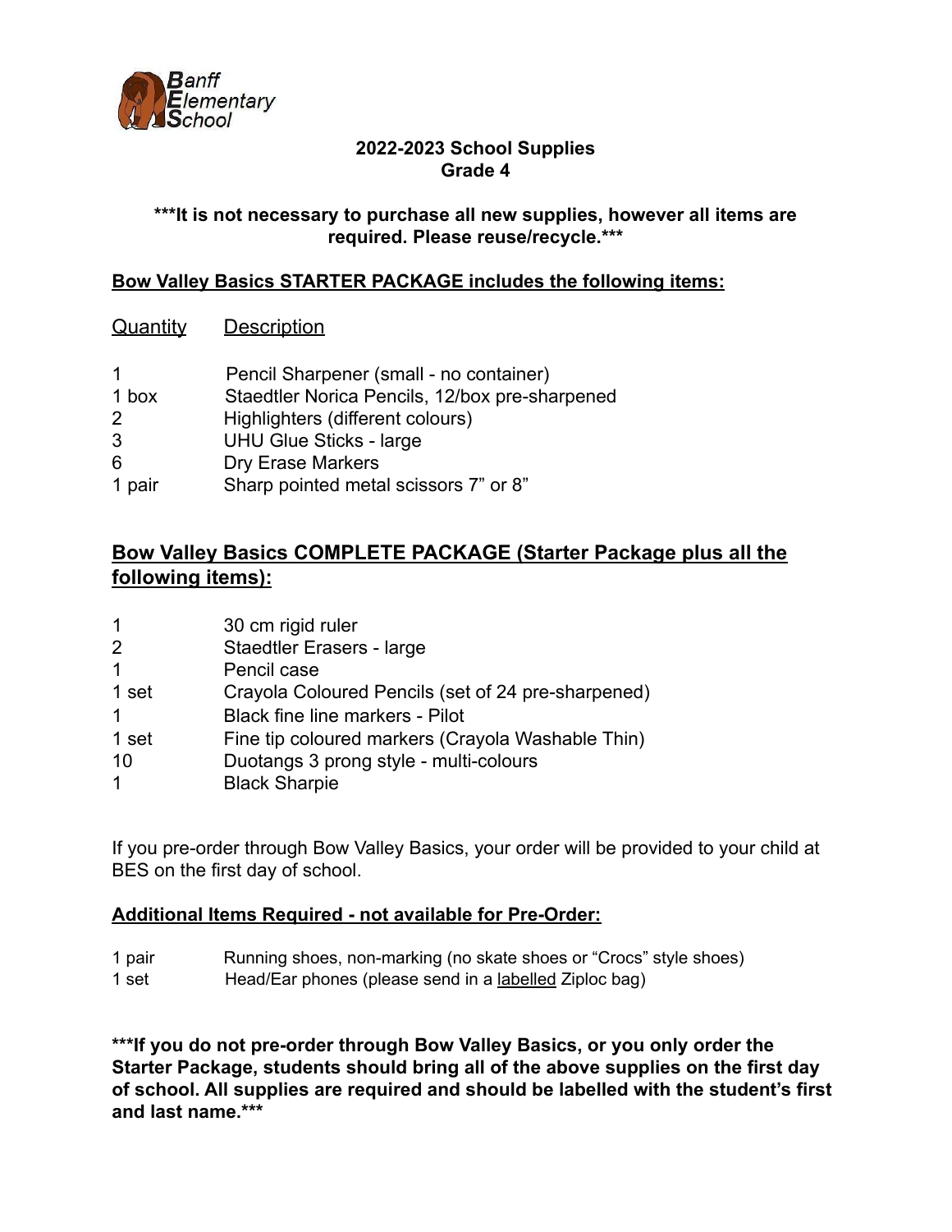Banff Elementary School

## 2022-2023 School Supplies
## Grade 4

**\*\*\*It is not necessary to purchase all new supplies, however all items are required. Please reuse/recycle.\*\*\***

**Bow Valley Basics STARTER PACKAGE includes the following items:**

| Quantity | Description |
|---|---|
| 1 | Pencil Sharpener (small - no container) |
| 1 box | Staedtler Norica Pencils, 12/box pre-sharpened |
| 2 | Highlighters (different colours) |
| 3 | UHU Glue Sticks - large |
| 6 | Dry Erase Markers |
| 1 pair | Sharp pointed metal scissors 7" or 8" |

### Bow Valley Basics COMPLETE PACKAGE (Starter Package plus all the following items):

| Quantity | Description |
|---|---|
| 1 | 30 cm rigid ruler |
| 2 | Staedtler Erasers - large |
| 1 | Pencil case |
| 1 set | Crayola Coloured Pencils (set of 24 pre-sharpened) |
| 1 | Black fine line markers - Pilot |
| 1 set | Fine tip coloured markers (Crayola Washable Thin) |
| 10 | Duotangs 3 prong style - multi-colours |
| 1 | Black Sharpie |

If you pre-order through Bow Valley Basics, your order will be provided to your child at BES on the first day of school.

**Additional Items Required - not available for Pre-Order:**

| Quantity | Description |
|---|---|
| 1 pair | Running shoes, non-marking (no skate shoes or "Crocs" style shoes) |
| 1 set | Head/Ear phones (please send in a labelled Ziploc bag) |

**\*\*\*If you do not pre-order through Bow Valley Basics, or you only order the Starter Package, students should bring all of the above supplies on the first day of school. All supplies are required and should be labelled with the student's first and last name.\*\*\***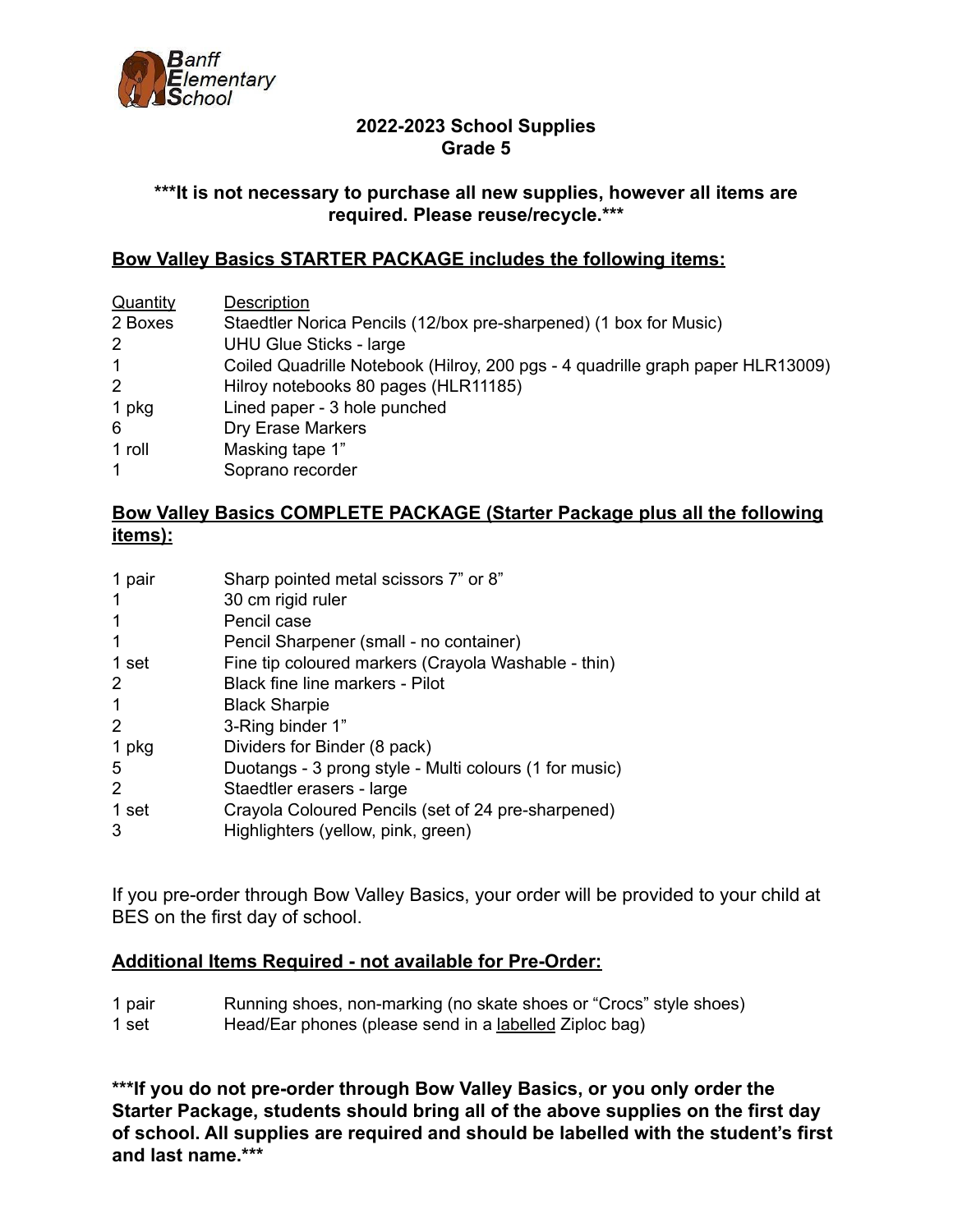Banff Elementary School

## 2022-2023 School Supplies
## Grade 5

**\*\*\*It is not necessary to purchase all new supplies, however all items are required. Please reuse/recycle.\*\*\***

### Bow Valley Basics STARTER PACKAGE includes the following items:

| Quantity | Description |
|---|---|
| 2 Boxes | Staedtler Norica Pencils (12/box pre-sharpened) (1 box for Music) |
| 2 | UHU Glue Sticks - large |
| 1 | Coiled Quadrille Notebook (Hilroy, 200 pgs - 4 quadrille graph paper HLR13009) |
| 2 | Hilroy notebooks 80 pages (HLR11185) |
| 1 pkg | Lined paper - 3 hole punched |
| 6 | Dry Erase Markers |
| 1 roll | Masking tape 1" |
| 1 | Soprano recorder |

### Bow Valley Basics COMPLETE PACKAGE (Starter Package plus all the following items):

| | |
|---|---|
| 1 pair | Sharp pointed metal scissors 7" or 8" |
| 1 | 30 cm rigid ruler |
| 1 | Pencil case |
| 1 | Pencil Sharpener (small - no container) |
| 1 set | Fine tip coloured markers (Crayola Washable - thin) |
| 2 | Black fine line markers - Pilot |
| 1 | Black Sharpie |
| 2 | 3-Ring binder 1" |
| 1 pkg | Dividers for Binder (8 pack) |
| 5 | Duotangs - 3 prong style - Multi colours (1 for music) |
| 2 | Staedtler erasers - large |
| 1 set | Crayola Coloured Pencils (set of 24 pre-sharpened) |
| 3 | Highlighters (yellow, pink, green) |

If you pre-order through Bow Valley Basics, your order will be provided to your child at BES on the first day of school.

### Additional Items Required - not available for Pre-Order:

| | |
|---|---|
| 1 pair | Running shoes, non-marking (no skate shoes or "Crocs" style shoes) |
| 1 set | Head/Ear phones (please send in a labelled Ziploc bag) |

**\*\*\*If you do not pre-order through Bow Valley Basics, or you only order the Starter Package, students should bring all of the above supplies on the first day of school. All supplies are required and should be labelled with the student's first and last name.\*\*\***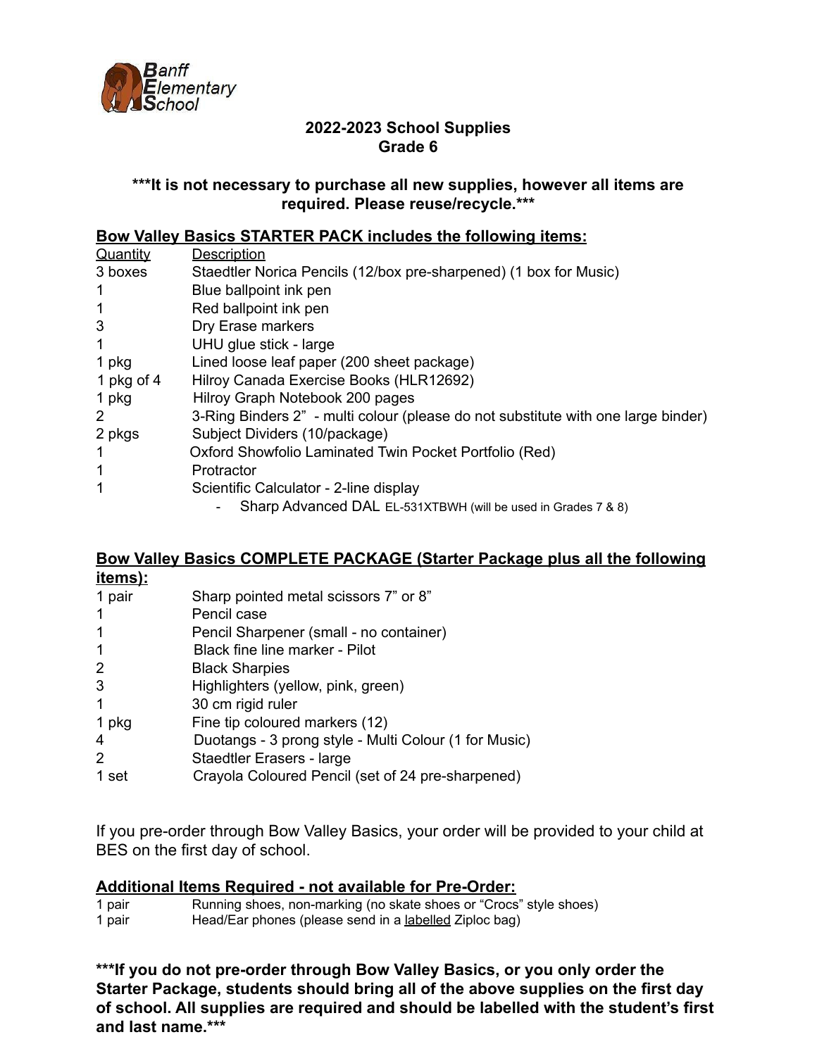Banff Elementary School

## 2022-2023 School Supplies
## Grade 6

**\*\*\*It is not necessary to purchase all new supplies, however all items are required. Please reuse/recycle.\*\*\***

**<u>Bow Valley Basics STARTER PACK includes the following items:</u>**

| Quantity | Description |
|---|---|
| 3 boxes | Staedtler Norica Pencils (12/box pre-sharpened) (1 box for Music) |
| 1 | Blue ballpoint ink pen |
| 1 | Red ballpoint ink pen |
| 3 | Dry Erase markers |
| 1 | UHU glue stick - large |
| 1 pkg | Lined loose leaf paper (200 sheet package) |
| 1 pkg of 4 | Hilroy Canada Exercise Books (HLR12692) |
| 1 pkg | Hilroy Graph Notebook 200 pages |
| 2 | 3-Ring Binders 2" - multi colour (please do not substitute with one large binder) |
| 2 pkgs | Subject Dividers (10/package) |
| 1 | Oxford Showfolio Laminated Twin Pocket Portfolio (Red) |
| 1 | Protractor |
| 1 | Scientific Calculator - 2-line display<br>- Sharp Advanced DAL EL-531XTBWH (will be used in Grades 7 & 8) |

**<u>Bow Valley Basics COMPLETE PACKAGE (Starter Package plus all the following items):</u>**

| Quantity | Description |
|---|---|
| 1 pair | Sharp pointed metal scissors 7" or 8" |
| 1 | Pencil case |
| 1 | Pencil Sharpener (small - no container) |
| 1 | Black fine line marker - Pilot |
| 2 | Black Sharpies |
| 3 | Highlighters (yellow, pink, green) |
| 1 | 30 cm rigid ruler |
| 1 pkg | Fine tip coloured markers (12) |
| 4 | Duotangs - 3 prong style - Multi Colour (1 for Music) |
| 2 | Staedtler Erasers - large |
| 1 set | Crayola Coloured Pencil (set of 24 pre-sharpened) |

If you pre-order through Bow Valley Basics, your order will be provided to your child at BES on the first day of school.

**<u>Additional Items Required - not available for Pre-Order:</u>**

| | |
|---|---|
| 1 pair | Running shoes, non-marking (no skate shoes or "Crocs" style shoes) |
| 1 pair | Head/Ear phones (please send in a <u>labelled</u> Ziploc bag) |

**\*\*\*If you do not pre-order through Bow Valley Basics, or you only order the Starter Package, students should bring all of the above supplies on the first day of school. All supplies are required and should be labelled with the student's first and last name.\*\*\***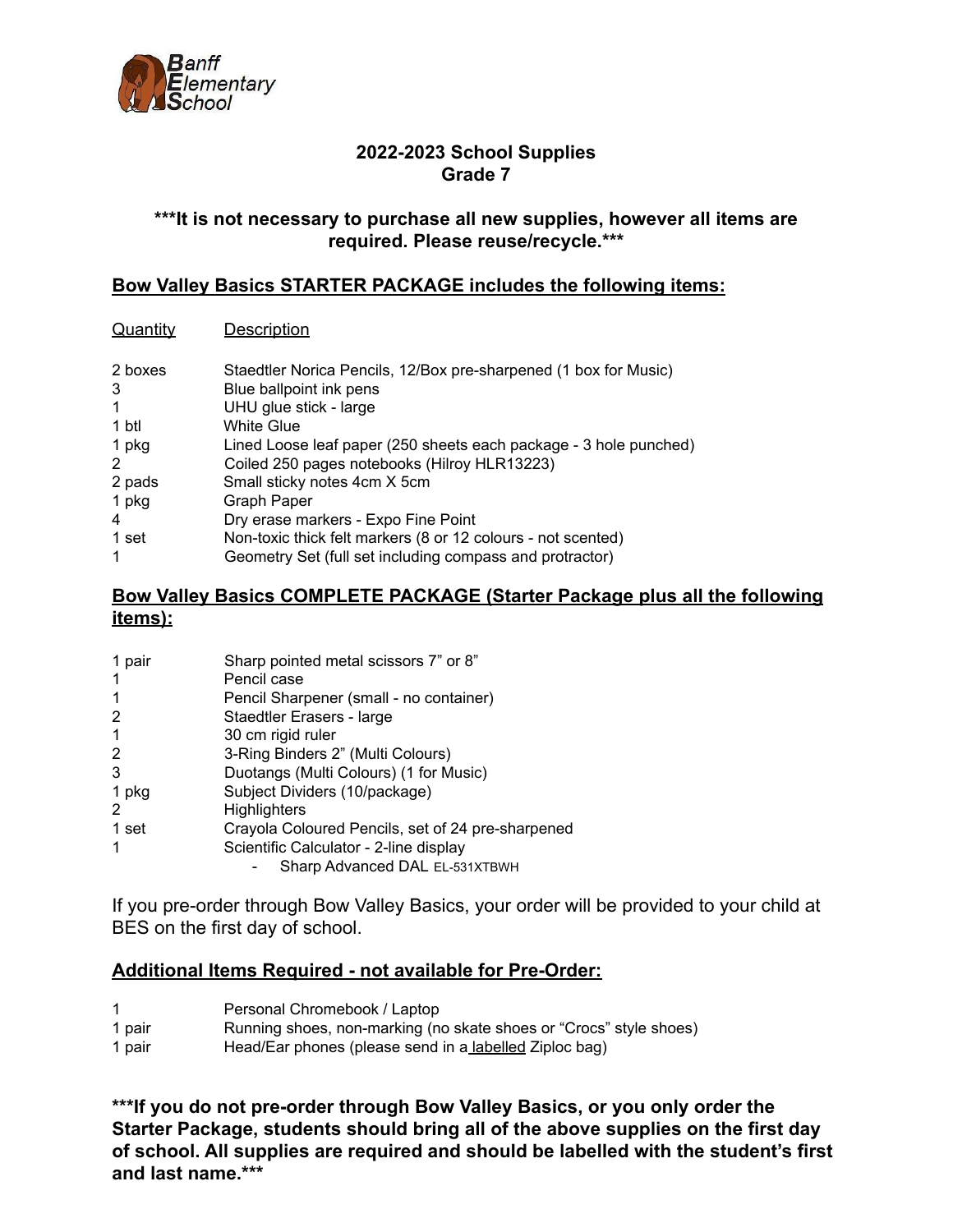Banff Elementary School

## 2022-2023 School Supplies
## Grade 7

**\*\*\*It is not necessary to purchase all new supplies, however all items are required. Please reuse/recycle.\*\*\***

### Bow Valley Basics STARTER PACKAGE includes the following items:

| Quantity | Description |
|---|---|
| 2 boxes | Staedtler Norica Pencils, 12/Box pre-sharpened (1 box for Music) |
| 3 | Blue ballpoint ink pens |
| 1 | UHU glue stick - large |
| 1 btl | White Glue |
| 1 pkg | Lined Loose leaf paper (250 sheets each package - 3 hole punched) |
| 2 | Coiled 250 pages notebooks (Hilroy HLR13223) |
| 2 pads | Small sticky notes 4cm X 5cm |
| 1 pkg | Graph Paper |
| 4 | Dry erase markers - Expo Fine Point |
| 1 set | Non-toxic thick felt markers (8 or 12 colours - not scented) |
| 1 | Geometry Set (full set including compass and protractor) |

### Bow Valley Basics COMPLETE PACKAGE (Starter Package plus all the following items):

| Quantity | Description |
|---|---|
| 1 pair | Sharp pointed metal scissors 7" or 8" |
| 1 | Pencil case |
| 1 | Pencil Sharpener (small - no container) |
| 2 | Staedtler Erasers - large |
| 1 | 30 cm rigid ruler |
| 2 | 3-Ring Binders 2" (Multi Colours) |
| 3 | Duotangs (Multi Colours) (1 for Music) |
| 1 pkg | Subject Dividers (10/package) |
| 2 | Highlighters |
| 1 set | Crayola Coloured Pencils, set of 24 pre-sharpened |
| 1 | Scientific Calculator - 2-line display<br>- Sharp Advanced DAL EL-531XTBWH |

If you pre-order through Bow Valley Basics, your order will be provided to your child at BES on the first day of school.

### Additional Items Required - not available for Pre-Order:

| Quantity | Description |
|---|---|
| 1 | Personal Chromebook / Laptop |
| 1 pair | Running shoes, non-marking (no skate shoes or "Crocs" style shoes) |
| 1 pair | Head/Ear phones (please send in a labelled Ziploc bag) |

**\*\*\*If you do not pre-order through Bow Valley Basics, or you only order the Starter Package, students should bring all of the above supplies on the first day of school. All supplies are required and should be labelled with the student's first and last name.\*\*\***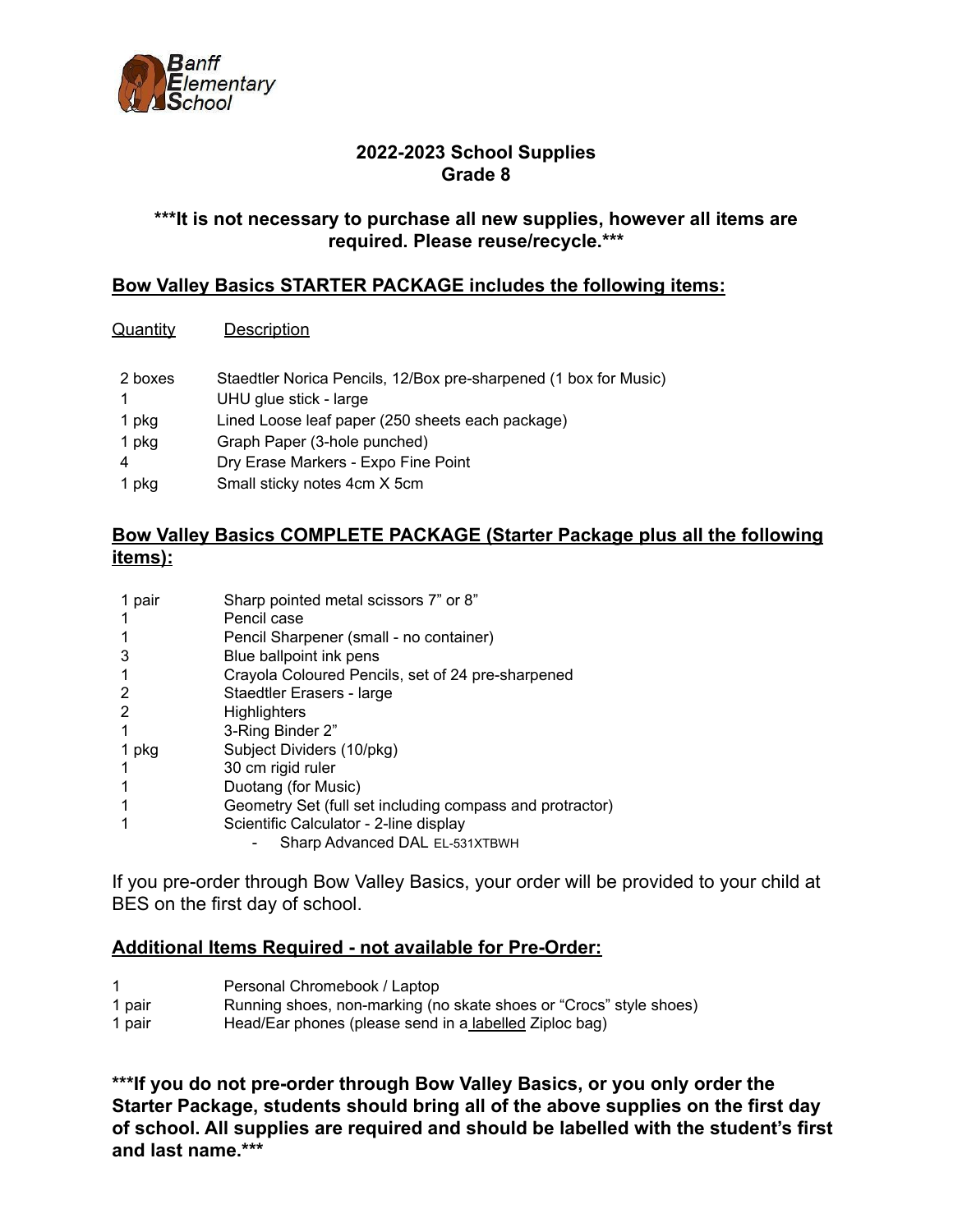Banff Elementary School

## 2022-2023 School Supplies
## Grade 8

**\*\*\*It is not necessary to purchase all new supplies, however all items are required. Please reuse/recycle.\*\*\***

### Bow Valley Basics STARTER PACKAGE includes the following items:

| Quantity | Description |
|---|---|
| 2 boxes | Staedtler Norica Pencils, 12/Box pre-sharpened (1 box for Music) |
| 1 | UHU glue stick - large |
| 1 pkg | Lined Loose leaf paper (250 sheets each package) |
| 1 pkg | Graph Paper (3-hole punched) |
| 4 | Dry Erase Markers - Expo Fine Point |
| 1 pkg | Small sticky notes 4cm X 5cm |

### Bow Valley Basics COMPLETE PACKAGE (Starter Package plus all the following items):

| | |
|---|---|
| 1 pair | Sharp pointed metal scissors 7" or 8" |
| 1 | Pencil case |
| 1 | Pencil Sharpener (small - no container) |
| 3 | Blue ballpoint ink pens |
| 1 | Crayola Coloured Pencils, set of 24 pre-sharpened |
| 2 | Staedtler Erasers - large |
| 2 | Highlighters |
| 1 | 3-Ring Binder 2" |
| 1 pkg | Subject Dividers (10/pkg) |
| 1 | 30 cm rigid ruler |
| 1 | Duotang (for Music) |
| 1 | Geometry Set (full set including compass and protractor) |
| 1 | Scientific Calculator - 2-line display<br>- Sharp Advanced DAL EL-531XTBWH |

If you pre-order through Bow Valley Basics, your order will be provided to your child at BES on the first day of school.

### Additional Items Required - not available for Pre-Order:

| | |
|---|---|
| 1 | Personal Chromebook / Laptop |
| 1 pair | Running shoes, non-marking (no skate shoes or "Crocs" style shoes) |
| 1 pair | Head/Ear phones (please send in a labelled Ziploc bag) |

**\*\*\*If you do not pre-order through Bow Valley Basics, or you only order the Starter Package, students should bring all of the above supplies on the first day of school. All supplies are required and should be labelled with the student's first and last name.\*\*\***